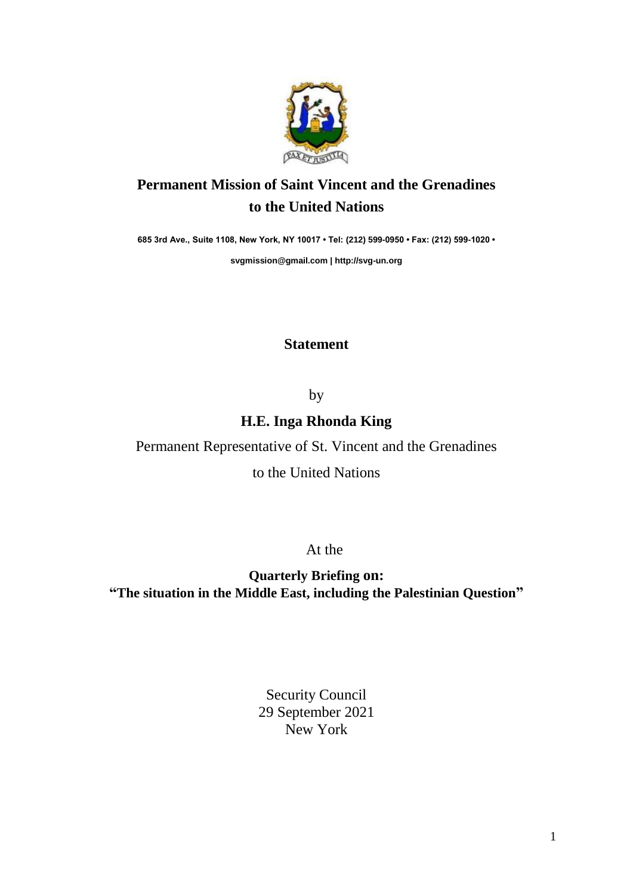**Permanent Mission of Saint Vincent and the Grenadines to the United Nations**

685 3rd Ave., Suite 1108, New York, NY 10017 • Tel: (212) 599-0950 • Fax: (212) 599-1020 •

svgmission@gmail.com | http://svg-un.org

**Statement**

by

**H.E. Inga Rhonda King**

Permanent Representative of St. Vincent and the Grenadines

to the United Nations

At the

**Quarterly Briefing on:**
**"The situation in the Middle East, including the Palestinian Question"**

Security Council
29 September 2021
New York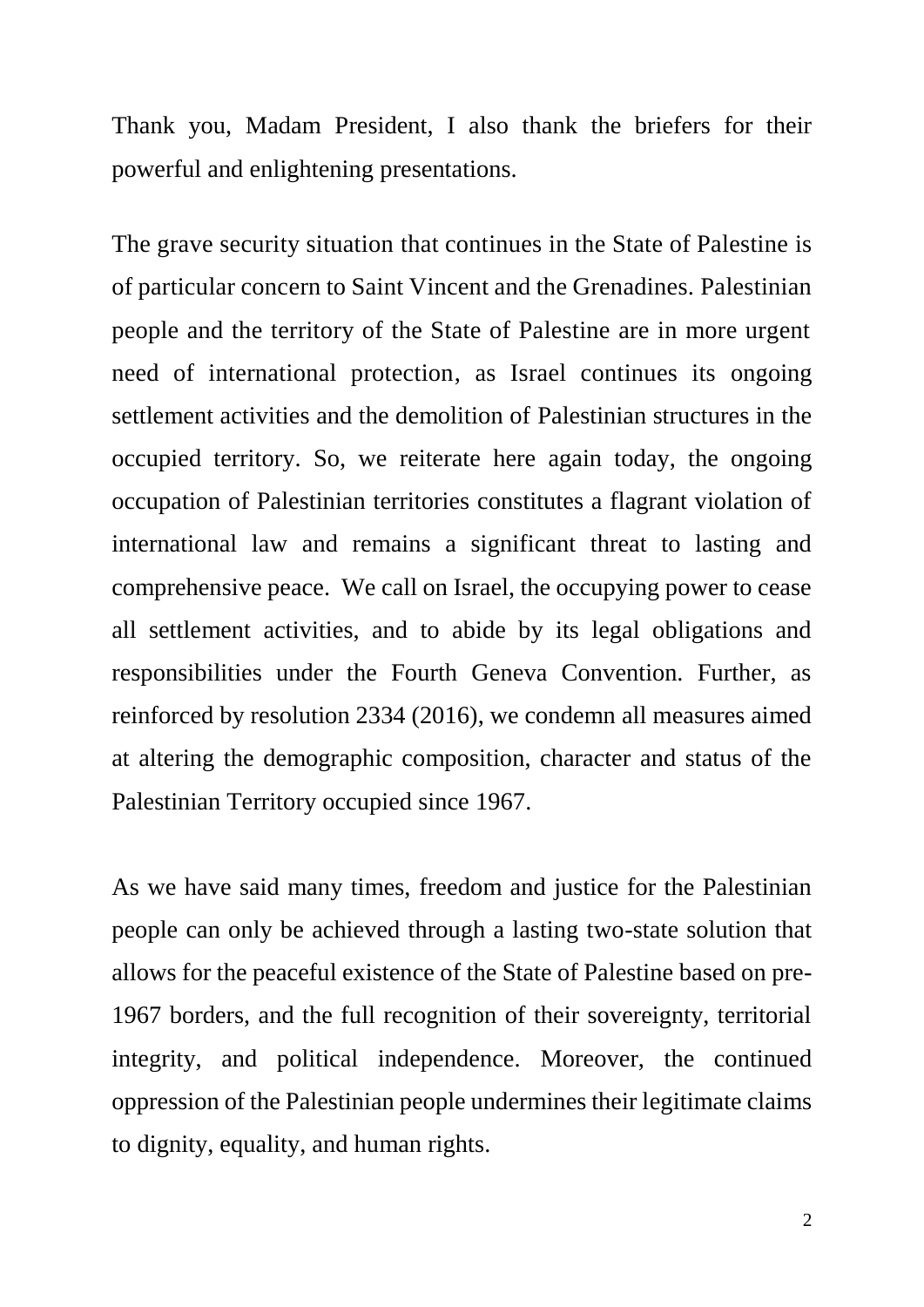Thank you, Madam President, I also thank the briefers for their powerful and enlightening presentations.

The grave security situation that continues in the State of Palestine is of particular concern to Saint Vincent and the Grenadines. Palestinian people and the territory of the State of Palestine are in more urgent need of international protection, as Israel continues its ongoing settlement activities and the demolition of Palestinian structures in the occupied territory. So, we reiterate here again today, the ongoing occupation of Palestinian territories constitutes a flagrant violation of international law and remains a significant threat to lasting and comprehensive peace. We call on Israel, the occupying power to cease all settlement activities, and to abide by its legal obligations and responsibilities under the Fourth Geneva Convention. Further, as reinforced by resolution 2334 (2016), we condemn all measures aimed at altering the demographic composition, character and status of the Palestinian Territory occupied since 1967.

As we have said many times, freedom and justice for the Palestinian people can only be achieved through a lasting two-state solution that allows for the peaceful existence of the State of Palestine based on pre-1967 borders, and the full recognition of their sovereignty, territorial integrity, and political independence. Moreover, the continued oppression of the Palestinian people undermines their legitimate claims to dignity, equality, and human rights.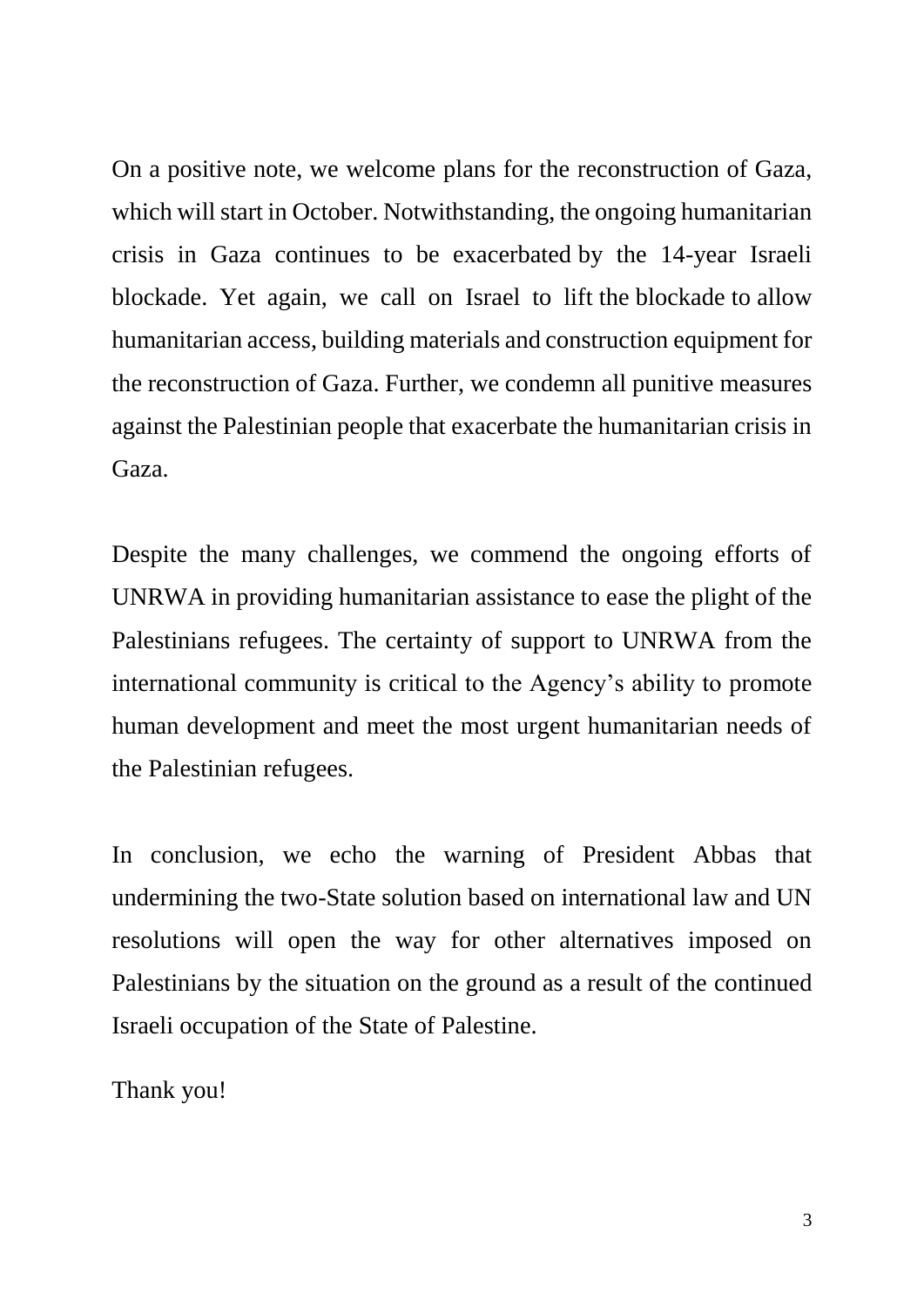On a positive note, we welcome plans for the reconstruction of Gaza, which will start in October. Notwithstanding, the ongoing humanitarian crisis in Gaza continues to be exacerbated by the 14-year Israeli blockade. Yet again, we call on Israel to lift the blockade to allow humanitarian access, building materials and construction equipment for the reconstruction of Gaza. Further, we condemn all punitive measures against the Palestinian people that exacerbate the humanitarian crisis in Gaza.

Despite the many challenges, we commend the ongoing efforts of UNRWA in providing humanitarian assistance to ease the plight of the Palestinians refugees. The certainty of support to UNRWA from the international community is critical to the Agency's ability to promote human development and meet the most urgent humanitarian needs of the Palestinian refugees.

In conclusion, we echo the warning of President Abbas that undermining the two-State solution based on international law and UN resolutions will open the way for other alternatives imposed on Palestinians by the situation on the ground as a result of the continued Israeli occupation of the State of Palestine.

Thank you!